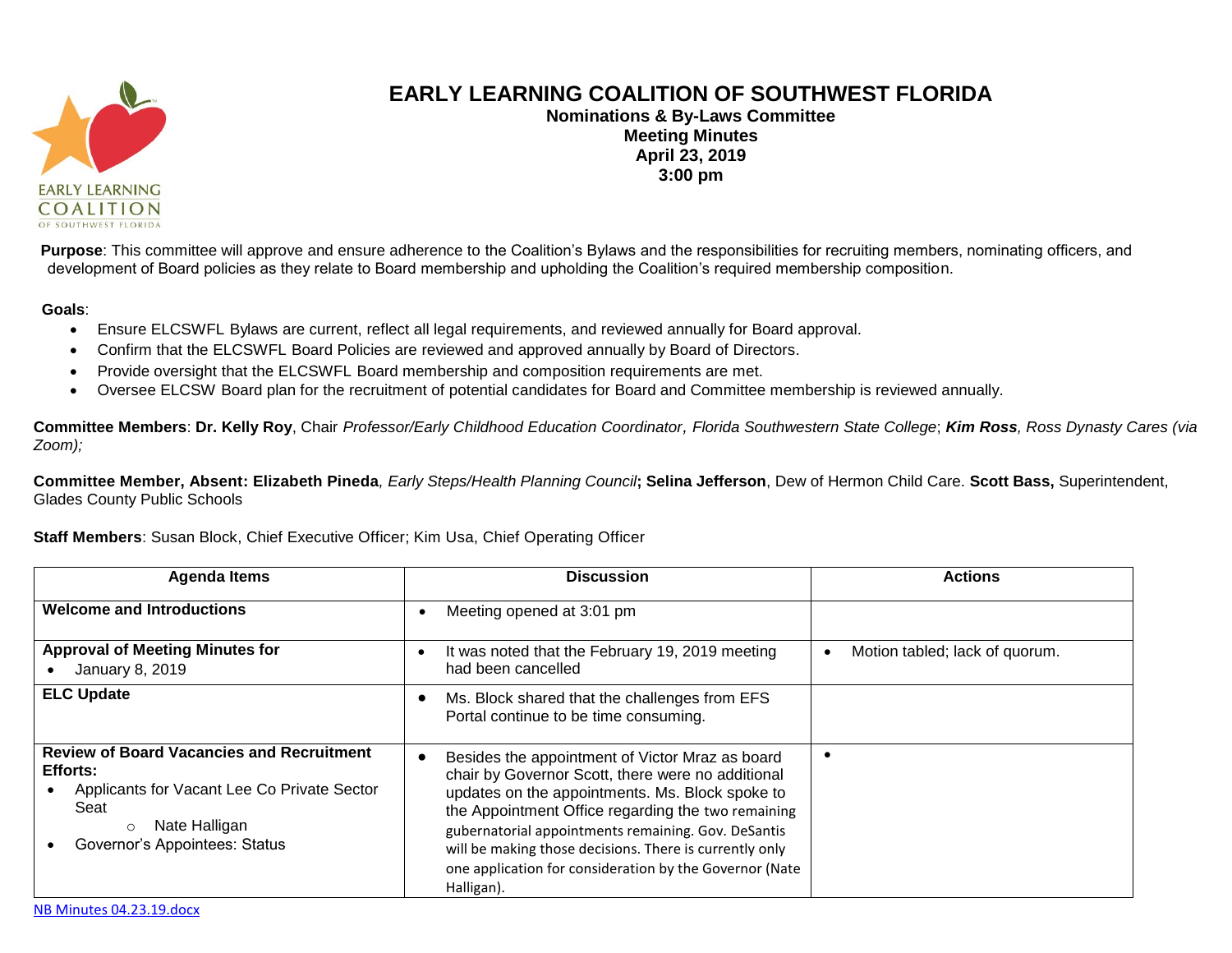# EARLY LEARNING COALITION OF SOUTHWEST FLORIDA

**Nominations & By-Laws Committee**
**Meeting Minutes**
**April 23, 2019**
**3:00 pm**

**Purpose**: This committee will approve and ensure adherence to the Coalition's Bylaws and the responsibilities for recruiting members, nominating officers, and development of Board policies as they relate to Board membership and upholding the Coalition's required membership composition.

**Goals**:

- Ensure ELCSWFL Bylaws are current, reflect all legal requirements, and reviewed annually for Board approval.
- Confirm that the ELCSWFL Board Policies are reviewed and approved annually by Board of Directors.
- Provide oversight that the ELCSWFL Board membership and composition requirements are met.
- Oversee ELCSW Board plan for the recruitment of potential candidates for Board and Committee membership is reviewed annually.

**Committee Members**: **Dr. Kelly Roy**, Chair *Professor/Early Childhood Education Coordinator, Florida Southwestern State College*; ***Kim Ross**, Ross Dynasty Cares (via Zoom);*

**Committee Member, Absent: Elizabeth Pineda**, *Early Steps/Health Planning Council*; **Selina Jefferson**, Dew of Hermon Child Care. **Scott Bass,** Superintendent, Glades County Public Schools

**Staff Members**: Susan Block, Chief Executive Officer; Kim Usa, Chief Operating Officer

| Agenda Items | Discussion | Actions |
|---|---|---|
| **Welcome and Introductions** | • Meeting opened at 3:01 pm | |
| **Approval of Meeting Minutes for**<br>• January 8, 2019 | • It was noted that the February 19, 2019 meeting had been cancelled | • Motion tabled; lack of quorum. |
| **ELC Update** | • Ms. Block shared that the challenges from EFS Portal continue to be time consuming. | |
| **Review of Board Vacancies and Recruitment Efforts:**<br>• Applicants for Vacant Lee Co Private Sector Seat<br>&nbsp;&nbsp;&nbsp;&nbsp;○ Nate Halligan<br>• Governor's Appointees: Status | • Besides the appointment of Victor Mraz as board chair by Governor Scott, there were no additional updates on the appointments. Ms. Block spoke to the Appointment Office regarding the two remaining gubernatorial appointments remaining. Gov. DeSantis will be making those decisions. There is currently only one application for consideration by the Governor (Nate Halligan). | • |

NB Minutes 04.23.19.docx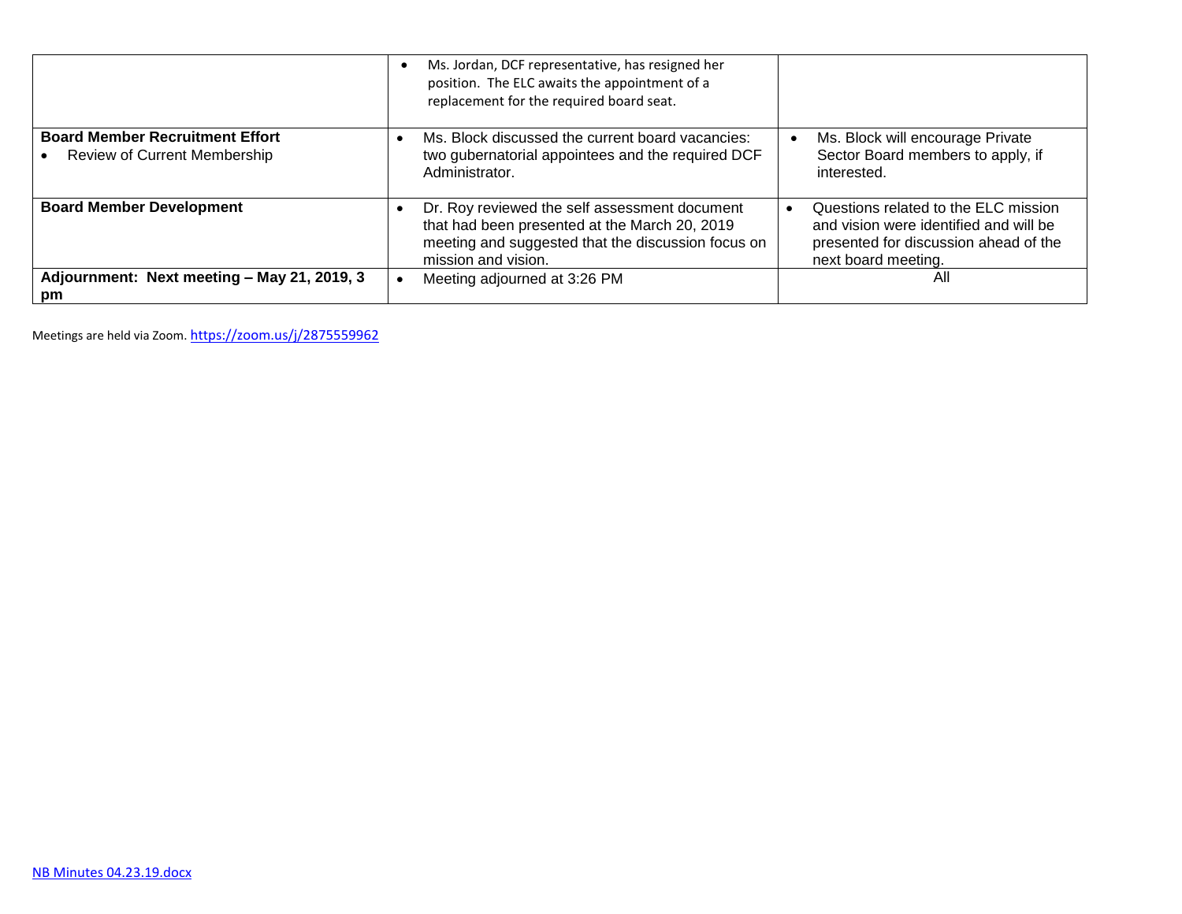| | | |
|---|---|---|
| | • Ms. Jordan, DCF representative, has resigned her position. The ELC awaits the appointment of a replacement for the required board seat. | |
| **Board Member Recruitment Effort**<br>• Review of Current Membership | • Ms. Block discussed the current board vacancies: two gubernatorial appointees and the required DCF Administrator. | • Ms. Block will encourage Private Sector Board members to apply, if interested. |
| **Board Member Development** | • Dr. Roy reviewed the self assessment document that had been presented at the March 20, 2019 meeting and suggested that the discussion focus on mission and vision. | • Questions related to the ELC mission and vision were identified and will be presented for discussion ahead of the next board meeting. |
| **Adjournment: Next meeting – May 21, 2019, 3 pm** | • Meeting adjourned at 3:26 PM | All |

Meetings are held via Zoom. https://zoom.us/j/2875559962

NB Minutes 04.23.19.docx